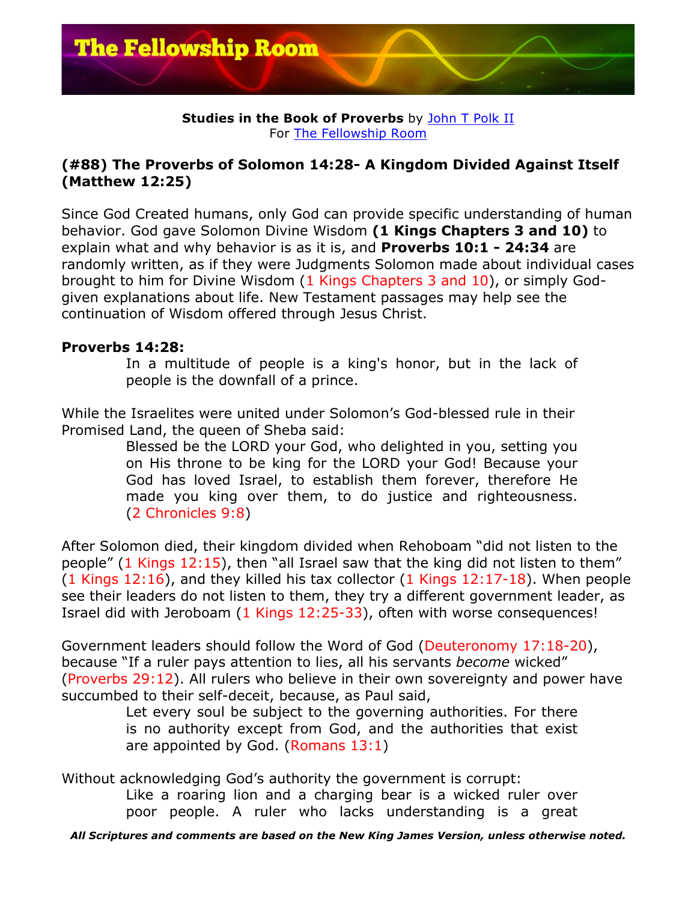**Studies in the Book of Proverbs** by John T Polk II
For The Fellowship Room

## (#88) The Proverbs of Solomon 14:28- A Kingdom Divided Against Itself (Matthew 12:25)

Since God Created humans, only God can provide specific understanding of human behavior. God gave Solomon Divine Wisdom **(1 Kings Chapters 3 and 10)** to explain what and why behavior is as it is, and **Proverbs 10:1 - 24:34** are randomly written, as if they were Judgments Solomon made about individual cases brought to him for Divine Wisdom (1 Kings Chapters 3 and 10), or simply God-given explanations about life. New Testament passages may help see the continuation of Wisdom offered through Jesus Christ.

**Proverbs 14:28:**

> In a multitude of people is a king's honor, but in the lack of people is the downfall of a prince.

While the Israelites were united under Solomon's God-blessed rule in their Promised Land, the queen of Sheba said:

> Blessed be the LORD your God, who delighted in you, setting you on His throne to be king for the LORD your God! Because your God has loved Israel, to establish them forever, therefore He made you king over them, to do justice and righteousness. (2 Chronicles 9:8)

After Solomon died, their kingdom divided when Rehoboam "did not listen to the people" (1 Kings 12:15), then "all Israel saw that the king did not listen to them" (1 Kings 12:16), and they killed his tax collector (1 Kings 12:17-18). When people see their leaders do not listen to them, they try a different government leader, as Israel did with Jeroboam (1 Kings 12:25-33), often with worse consequences!

Government leaders should follow the Word of God (Deuteronomy 17:18-20), because "If a ruler pays attention to lies, all his servants *become* wicked" (Proverbs 29:12). All rulers who believe in their own sovereignty and power have succumbed to their self-deceit, because, as Paul said,

> Let every soul be subject to the governing authorities. For there is no authority except from God, and the authorities that exist are appointed by God. (Romans 13:1)

Without acknowledging God's authority the government is corrupt:

> Like a roaring lion and a charging bear is a wicked ruler over poor people. A ruler who lacks understanding is a great

***All Scriptures and comments are based on the New King James Version, unless otherwise noted.***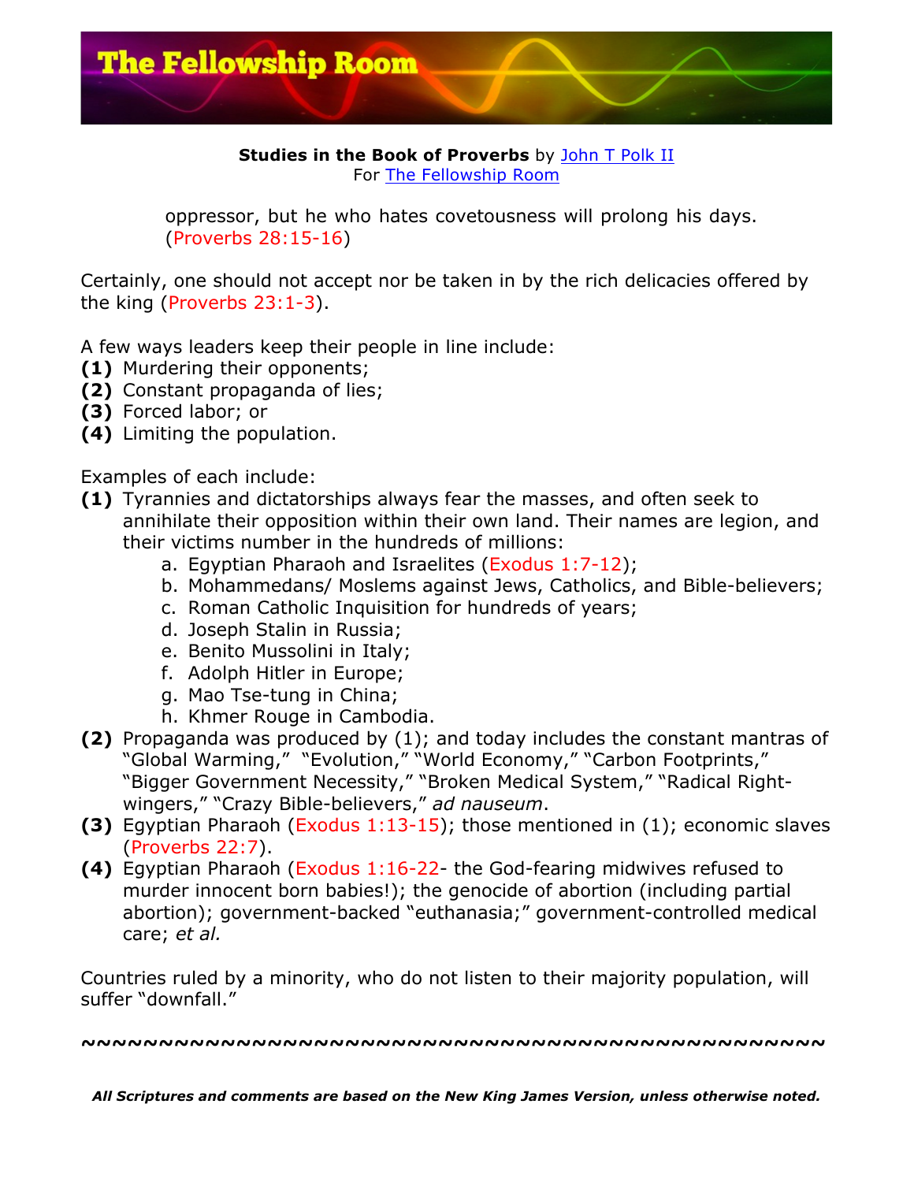oppressor, but he who hates covetousness will prolong his days. (Proverbs 28:15-16)

Certainly, one should not accept nor be taken in by the rich delicacies offered by the king (Proverbs 23:1-3).

A few ways leaders keep their people in line include:

**(1)** Murdering their opponents;
**(2)** Constant propaganda of lies;
**(3)** Forced labor; or
**(4)** Limiting the population.

Examples of each include:

**(1)** Tyrannies and dictatorships always fear the masses, and often seek to annihilate their opposition within their own land. Their names are legion, and their victims number in the hundreds of millions:
   a. Egyptian Pharaoh and Israelites (Exodus 1:7-12);
   b. Mohammedans/ Moslems against Jews, Catholics, and Bible-believers;
   c. Roman Catholic Inquisition for hundreds of years;
   d. Joseph Stalin in Russia;
   e. Benito Mussolini in Italy;
   f. Adolph Hitler in Europe;
   g. Mao Tse-tung in China;
   h. Khmer Rouge in Cambodia.

**(2)** Propaganda was produced by (1); and today includes the constant mantras of "Global Warming," "Evolution," "World Economy," "Carbon Footprints," "Bigger Government Necessity," "Broken Medical System," "Radical Right-wingers," "Crazy Bible-believers," *ad nauseum*.

**(3)** Egyptian Pharaoh (Exodus 1:13-15); those mentioned in (1); economic slaves (Proverbs 22:7).

**(4)** Egyptian Pharaoh (Exodus 1:16-22- the God-fearing midwives refused to murder innocent born babies!); the genocide of abortion (including partial abortion); government-backed "euthanasia;" government-controlled medical care; *et al.*

Countries ruled by a minority, who do not listen to their majority population, will suffer "downfall."

~~~~~~~~~~~~~~~~~~~~~~~~~~~~~~~~~~~~~~~~~~~~~~~~

***All Scriptures and comments are based on the New King James Version, unless otherwise noted.***